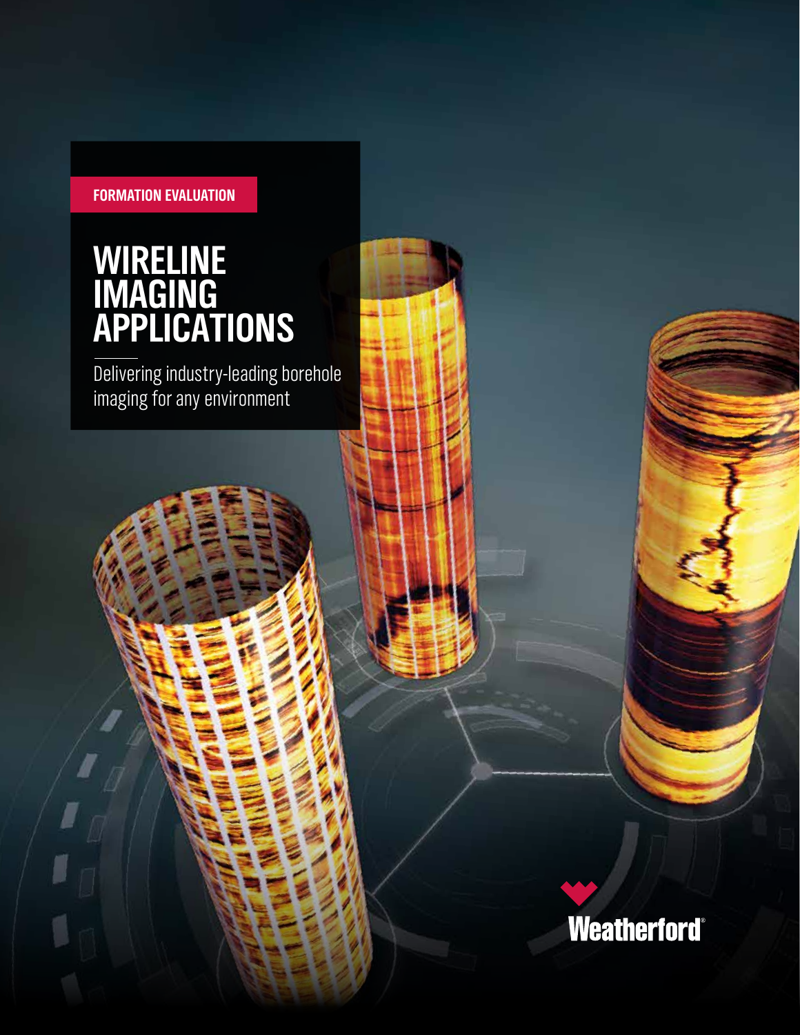FORMATION EVALUATION

# WIRELINE IMAGING APPLICATIONS

Delivering industry-leading borehole imaging for any environment

Weatherford®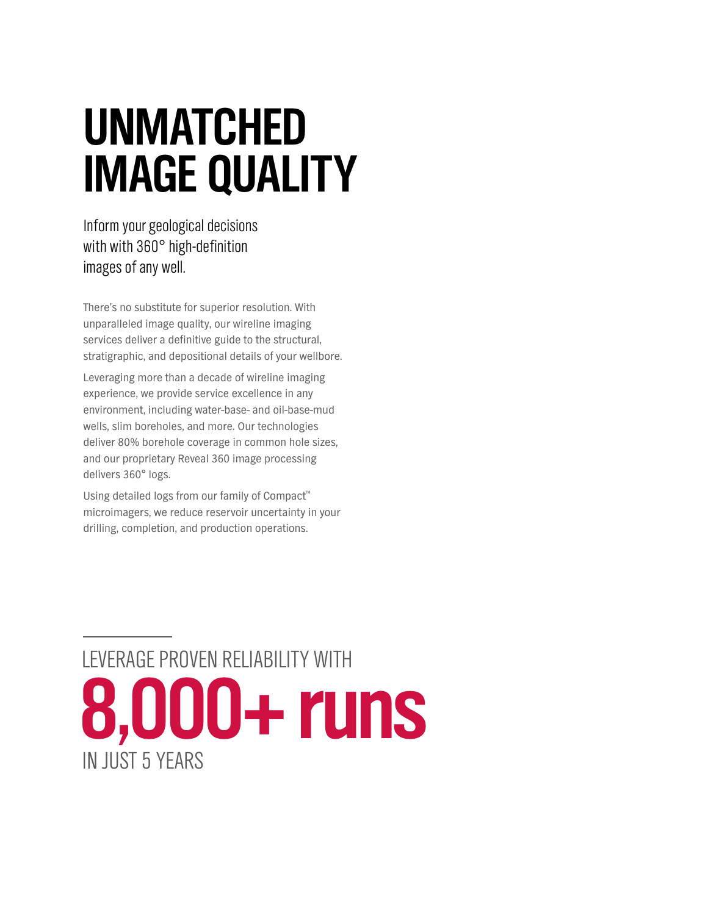# UNMATCHED IMAGE QUALITY

Inform your geological decisions with with 360° high-definition images of any well.

There's no substitute for superior resolution. With unparalleled image quality, our wireline imaging services deliver a definitive guide to the structural, stratigraphic, and depositional details of your wellbore.

Leveraging more than a decade of wireline imaging experience, we provide service excellence in any environment, including water-base- and oil-base-mud wells, slim boreholes, and more. Our technologies deliver 80% borehole coverage in common hole sizes, and our proprietary Reveal 360 image processing delivers 360° logs.

Using detailed logs from our family of Compact™ microimagers, we reduce reservoir uncertainty in your drilling, completion, and production operations.

LEVERAGE PROVEN RELIABILITY WITH

**8,000+ runs**

IN JUST 5 YEARS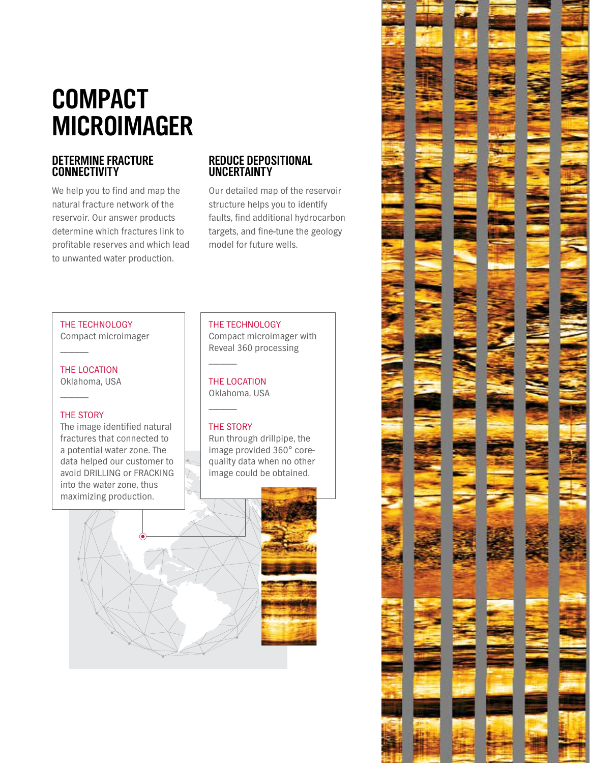# COMPACT MICROIMAGER

## DETERMINE FRACTURE CONNECTIVITY

We help you to find and map the natural fracture network of the reservoir. Our answer products determine which fractures link to profitable reserves and which lead to unwanted water production.

## REDUCE DEPOSITIONAL UNCERTAINTY

Our detailed map of the reservoir structure helps you to identify faults, find additional hydrocarbon targets, and fine-tune the geology model for future wells.

---

THE TECHNOLOGY
Compact microimager

THE LOCATION
Oklahoma, USA

THE STORY
The image identified natural fractures that connected to a potential water zone. The data helped our customer to avoid DRILLING or FRACKING into the water zone, thus maximizing production.

---

THE TECHNOLOGY
Compact microimager with Reveal 360 processing

THE LOCATION
Oklahoma, USA

THE STORY
Run through drillpipe, the image provided 360° core-quality data when no other image could be obtained.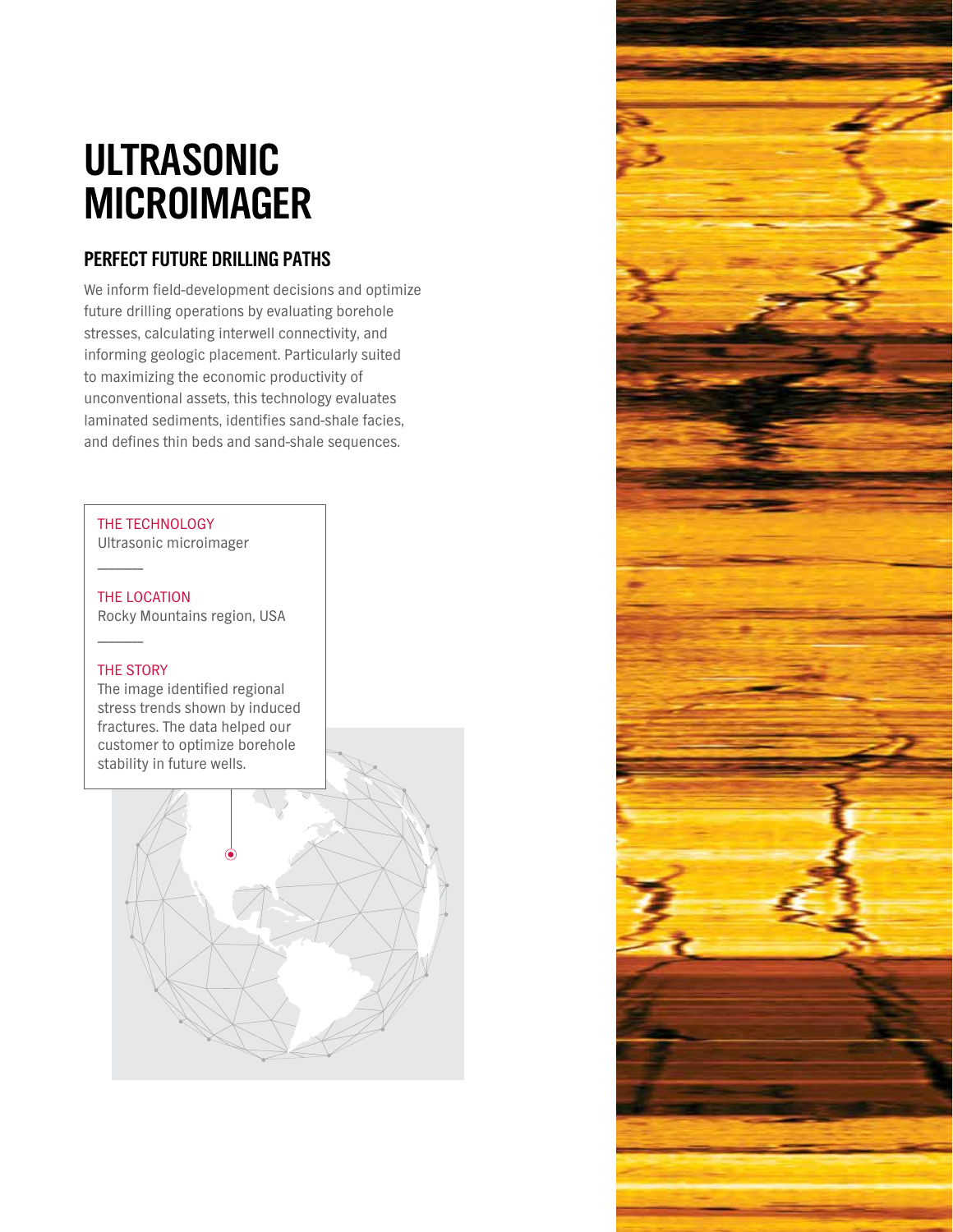# ULTRASONIC MICROIMAGER

## PERFECT FUTURE DRILLING PATHS

We inform field-development decisions and optimize future drilling operations by evaluating borehole stresses, calculating interwell connectivity, and informing geologic placement. Particularly suited to maximizing the economic productivity of unconventional assets, this technology evaluates laminated sediments, identifies sand-shale facies, and defines thin beds and sand-shale sequences.

THE TECHNOLOGY
Ultrasonic microimager

THE LOCATION
Rocky Mountains region, USA

THE STORY
The image identified regional stress trends shown by induced fractures. The data helped our customer to optimize borehole stability in future wells.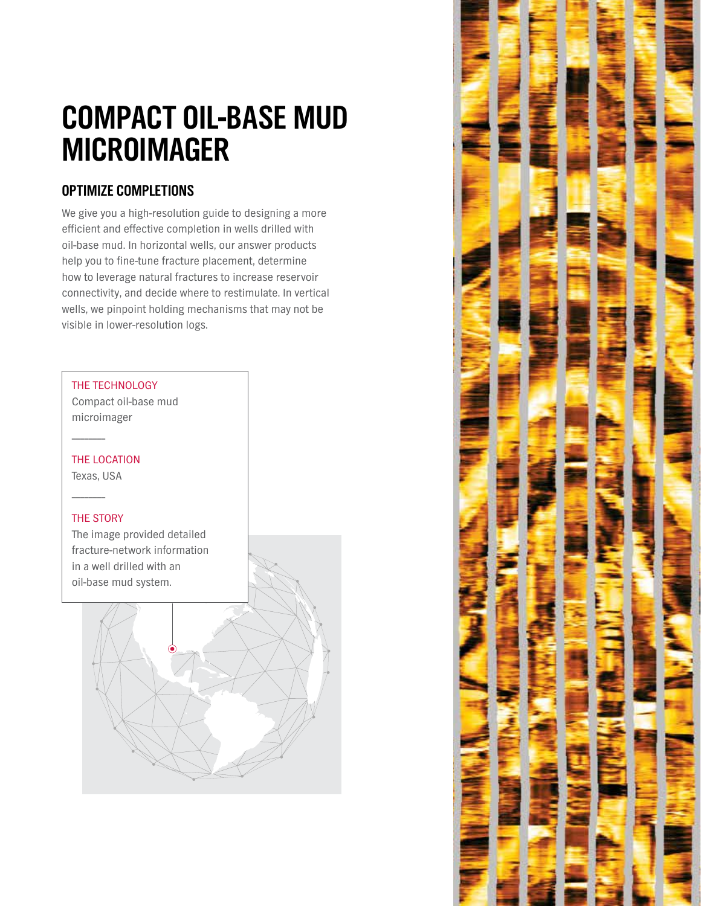# COMPACT OIL-BASE MUD MICROIMAGER

## OPTIMIZE COMPLETIONS

We give you a high-resolution guide to designing a more efficient and effective completion in wells drilled with oil-base mud. In horizontal wells, our answer products help you to fine-tune fracture placement, determine how to leverage natural fractures to increase reservoir connectivity, and decide where to restimulate. In vertical wells, we pinpoint holding mechanisms that may not be visible in lower-resolution logs.

THE TECHNOLOGY

Compact oil-base mud microimager

THE LOCATION

Texas, USA

THE STORY

The image provided detailed fracture-network information in a well drilled with an oil-base mud system.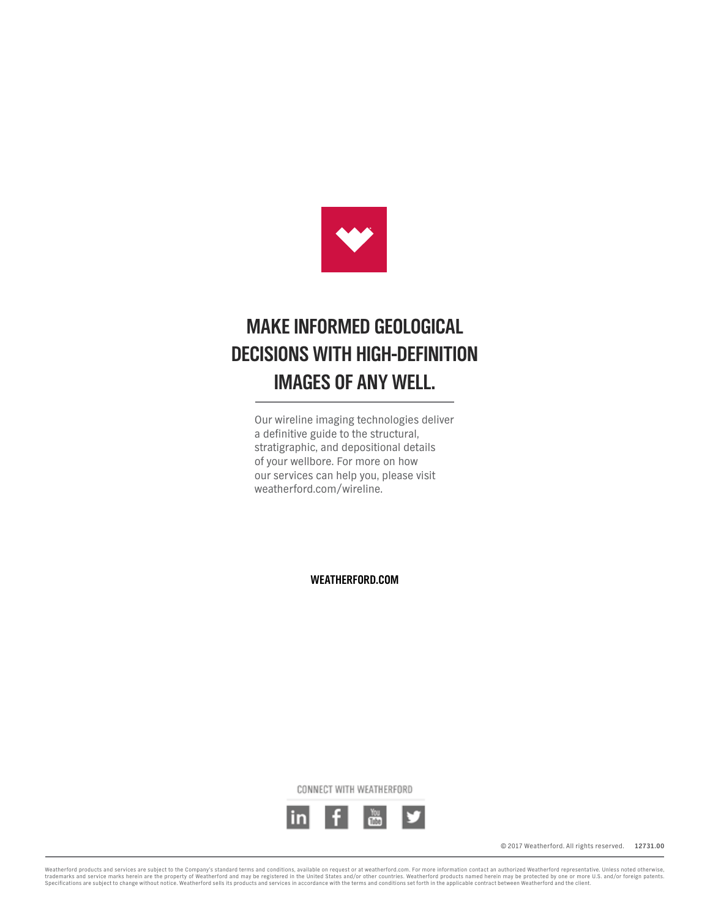# MAKE INFORMED GEOLOGICAL DECISIONS WITH HIGH-DEFINITION IMAGES OF ANY WELL.

Our wireline imaging technologies deliver a definitive guide to the structural, stratigraphic, and depositional details of your wellbore. For more on how our services can help you, please visit weatherford.com/wireline.

**WEATHERFORD.COM**

CONNECT WITH WEATHERFORD

© 2017 Weatherford. All rights reserved. **12731.00**

Weatherford products and services are subject to the Company's standard terms and conditions, available on request or at weatherford.com. For more information contact an authorized Weatherford representative. Unless noted otherwise, trademarks and service marks herein are the property of Weatherford and may be registered in the United States and/or other countries. Weatherford products named herein may be protected by one or more U.S. and/or foreign patents. Specifications are subject to change without notice. Weatherford sells its products and services in accordance with the terms and conditions set forth in the applicable contract between Weatherford and the client.